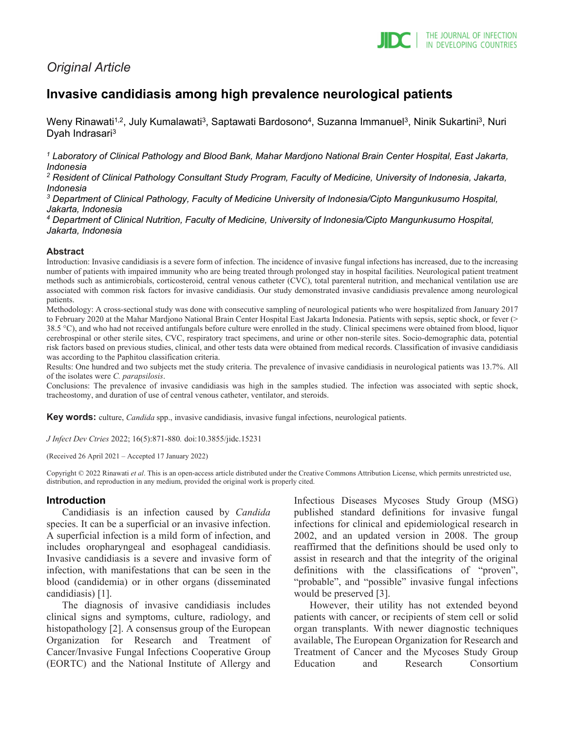*Original Article*

# Invasive candidiasis among high prevalence neurological patients

Weny Rinawati[1,2], July Kumalawati[3], Saptawati Bardosono[4], Suzanna Immanuel[3], Ninik Sukartini[3], Nuri Dyah Indrasari[3]

*[1] Laboratory of Clinical Pathology and Blood Bank, Mahar Mardjono National Brain Center Hospital, East Jakarta, Indonesia*
*[2] Resident of Clinical Pathology Consultant Study Program, Faculty of Medicine, University of Indonesia, Jakarta, Indonesia*
*[3] Department of Clinical Pathology, Faculty of Medicine University of Indonesia/Cipto Mangunkusumo Hospital, Jakarta, Indonesia*
*[4] Department of Clinical Nutrition, Faculty of Medicine, University of Indonesia/Cipto Mangunkusumo Hospital, Jakarta, Indonesia*

### Abstract

Introduction: Invasive candidiasis is a severe form of infection. The incidence of invasive fungal infections has increased, due to the increasing number of patients with impaired immunity who are being treated through prolonged stay in hospital facilities. Neurological patient treatment methods such as antimicrobials, corticosteroid, central venous catheter (CVC), total parenteral nutrition, and mechanical ventilation use are associated with common risk factors for invasive candidiasis. Our study demonstrated invasive candidiasis prevalence among neurological patients.

Methodology: A cross-sectional study was done with consecutive sampling of neurological patients who were hospitalized from January 2017 to February 2020 at the Mahar Mardjono National Brain Center Hospital East Jakarta Indonesia. Patients with sepsis, septic shock, or fever (> 38.5 °C), and who had not received antifungals before culture were enrolled in the study. Clinical specimens were obtained from blood, liquor cerebrospinal or other sterile sites, CVC, respiratory tract specimens, and urine or other non-sterile sites. Socio-demographic data, potential risk factors based on previous studies, clinical, and other tests data were obtained from medical records. Classification of invasive candidiasis was according to the Paphitou classification criteria.

Results: One hundred and two subjects met the study criteria. The prevalence of invasive candidiasis in neurological patients was 13.7%. All of the isolates were *C. parapsilosis*.

Conclusions: The prevalence of invasive candidiasis was high in the samples studied. The infection was associated with septic shock, tracheostomy, and duration of use of central venous catheter, ventilator, and steroids.

**Key words:** culture, *Candida* spp., invasive candidiasis, invasive fungal infections, neurological patients.

*J Infect Dev Ctries* 2022; 16(5):871-880. doi:10.3855/jidc.15231

(Received 26 April 2021 – Accepted 17 January 2022)

Copyright © 2022 Rinawati *et al*. This is an open-access article distributed under the Creative Commons Attribution License, which permits unrestricted use, distribution, and reproduction in any medium, provided the original work is properly cited.

## Introduction

Candidiasis is an infection caused by *Candida* species. It can be a superficial or an invasive infection. A superficial infection is a mild form of infection, and includes oropharyngeal and esophageal candidiasis. Invasive candidiasis is a severe and invasive form of infection, with manifestations that can be seen in the blood (candidemia) or in other organs (disseminated candidiasis) [1].

The diagnosis of invasive candidiasis includes clinical signs and symptoms, culture, radiology, and histopathology [2]. A consensus group of the European Organization for Research and Treatment of Cancer/Invasive Fungal Infections Cooperative Group (EORTC) and the National Institute of Allergy and Infectious Diseases Mycoses Study Group (MSG) published standard definitions for invasive fungal infections for clinical and epidemiological research in 2002, and an updated version in 2008. The group reaffirmed that the definitions should be used only to assist in research and that the integrity of the original definitions with the classifications of "proven", "probable", and "possible" invasive fungal infections would be preserved [3].

However, their utility has not extended beyond patients with cancer, or recipients of stem cell or solid organ transplants. With newer diagnostic techniques available, The European Organization for Research and Treatment of Cancer and the Mycoses Study Group Education and Research Consortium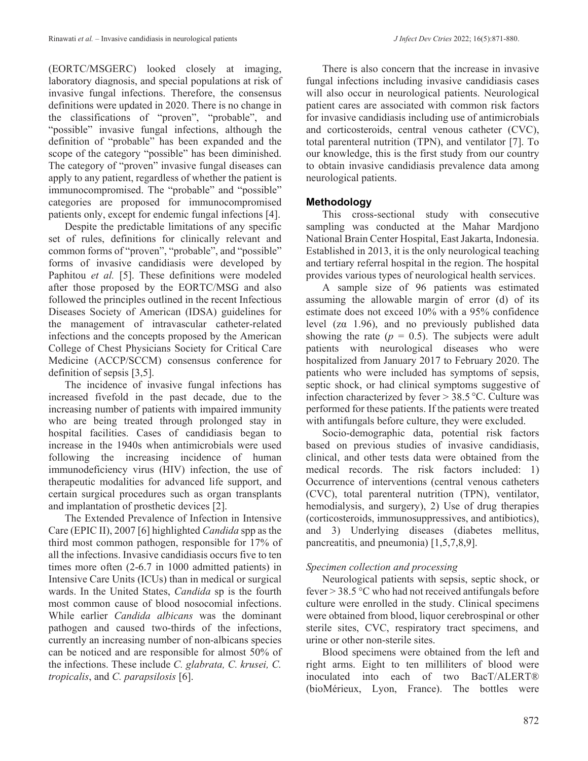(EORTC/MSGERC) looked closely at imaging, laboratory diagnosis, and special populations at risk of invasive fungal infections. Therefore, the consensus definitions were updated in 2020. There is no change in the classifications of "proven", "probable", and "possible" invasive fungal infections, although the definition of "probable" has been expanded and the scope of the category "possible" has been diminished. The category of "proven" invasive fungal diseases can apply to any patient, regardless of whether the patient is immunocompromised. The "probable" and "possible" categories are proposed for immunocompromised patients only, except for endemic fungal infections [4].

Despite the predictable limitations of any specific set of rules, definitions for clinically relevant and common forms of "proven", "probable", and "possible" forms of invasive candidiasis were developed by Paphitou *et al.* [5]. These definitions were modeled after those proposed by the EORTC/MSG and also followed the principles outlined in the recent Infectious Diseases Society of American (IDSA) guidelines for the management of intravascular catheter-related infections and the concepts proposed by the American College of Chest Physicians Society for Critical Care Medicine (ACCP/SCCM) consensus conference for definition of sepsis [3,5].

The incidence of invasive fungal infections has increased fivefold in the past decade, due to the increasing number of patients with impaired immunity who are being treated through prolonged stay in hospital facilities. Cases of candidiasis began to increase in the 1940s when antimicrobials were used following the increasing incidence of human immunodeficiency virus (HIV) infection, the use of therapeutic modalities for advanced life support, and certain surgical procedures such as organ transplants and implantation of prosthetic devices [2].

The Extended Prevalence of Infection in Intensive Care (EPIC II), 2007 [6] highlighted *Candida* spp as the third most common pathogen, responsible for 17% of all the infections. Invasive candidiasis occurs five to ten times more often (2-6.7 in 1000 admitted patients) in Intensive Care Units (ICUs) than in medical or surgical wards. In the United States, *Candida* sp is the fourth most common cause of blood nosocomial infections. While earlier *Candida albicans* was the dominant pathogen and caused two-thirds of the infections, currently an increasing number of non-albicans species can be noticed and are responsible for almost 50% of the infections. These include *C. glabrata, C. krusei, C. tropicalis*, and *C. parapsilosis* [6].

There is also concern that the increase in invasive fungal infections including invasive candidiasis cases will also occur in neurological patients. Neurological patient cares are associated with common risk factors for invasive candidiasis including use of antimicrobials and corticosteroids, central venous catheter (CVC), total parenteral nutrition (TPN), and ventilator [7]. To our knowledge, this is the first study from our country to obtain invasive candidiasis prevalence data among neurological patients.

## Methodology

This cross-sectional study with consecutive sampling was conducted at the Mahar Mardjono National Brain Center Hospital, East Jakarta, Indonesia. Established in 2013, it is the only neurological teaching and tertiary referral hospital in the region. The hospital provides various types of neurological health services.

A sample size of 96 patients was estimated assuming the allowable margin of error (d) of its estimate does not exceed 10% with a 95% confidence level (zα 1.96), and no previously published data showing the rate ($p$ = 0.5). The subjects were adult patients with neurological diseases who were hospitalized from January 2017 to February 2020. The patients who were included has symptoms of sepsis, septic shock, or had clinical symptoms suggestive of infection characterized by fever > 38.5 °C. Culture was performed for these patients. If the patients were treated with antifungals before culture, they were excluded.

Socio-demographic data, potential risk factors based on previous studies of invasive candidiasis, clinical, and other tests data were obtained from the medical records. The risk factors included: 1) Occurrence of interventions (central venous catheters (CVC), total parenteral nutrition (TPN), ventilator, hemodialysis, and surgery), 2) Use of drug therapies (corticosteroids, immunosuppressives, and antibiotics), and 3) Underlying diseases (diabetes mellitus, pancreatitis, and pneumonia) [1,5,7,8,9].

### *Specimen collection and processing*

Neurological patients with sepsis, septic shock, or fever > 38.5 °C who had not received antifungals before culture were enrolled in the study. Clinical specimens were obtained from blood, liquor cerebrospinal or other sterile sites, CVC, respiratory tract specimens, and urine or other non-sterile sites.

Blood specimens were obtained from the left and right arms. Eight to ten milliliters of blood were inoculated into each of two BacT/ALERT® (bioMérieux, Lyon, France). The bottles were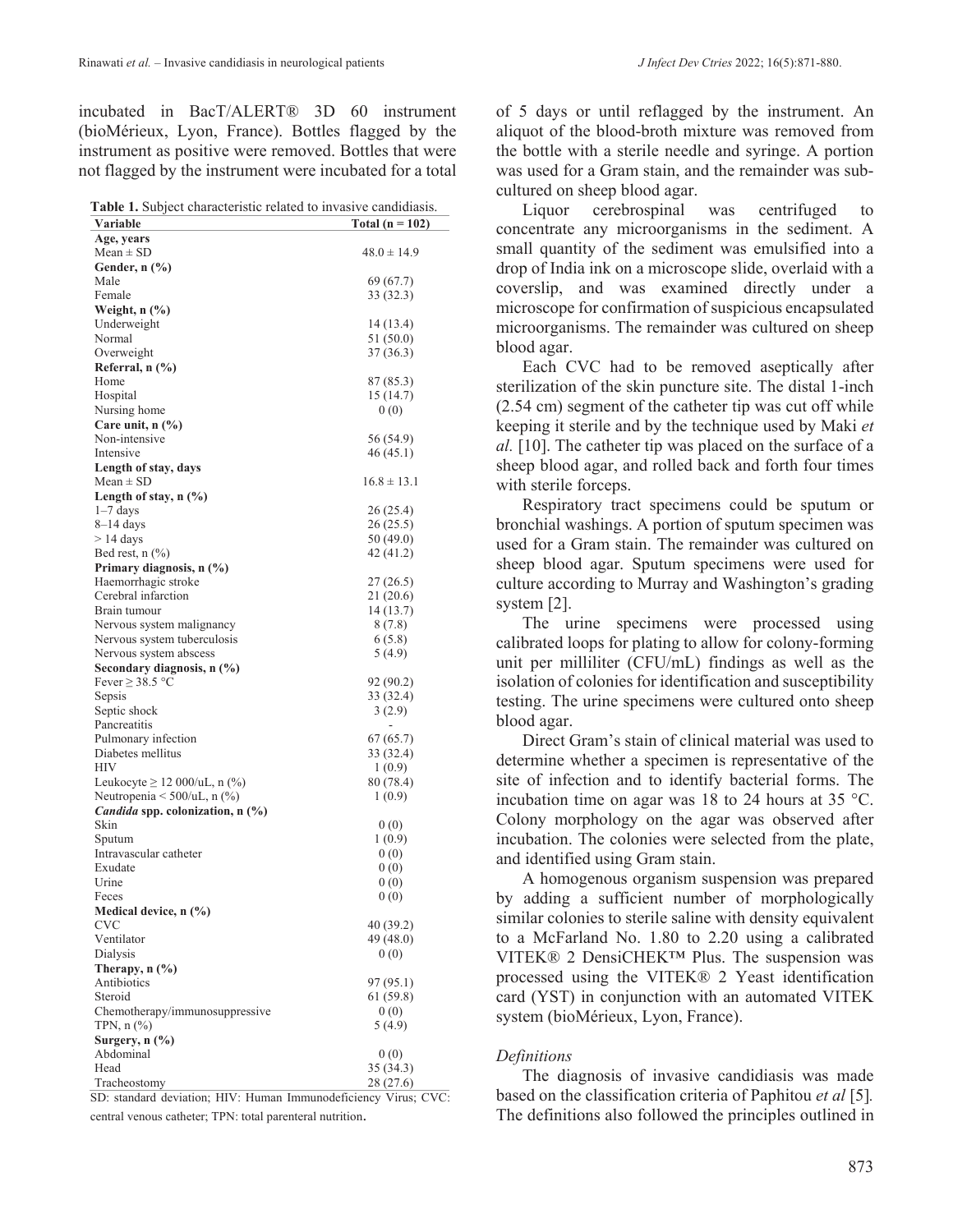incubated in BacT/ALERT® 3D 60 instrument (bioMérieux, Lyon, France). Bottles flagged by the instrument as positive were removed. Bottles that were not flagged by the instrument were incubated for a total of 5 days or until reflagged by the instrument. An aliquot of the blood-broth mixture was removed from the bottle with a sterile needle and syringe. A portion was used for a Gram stain, and the remainder was sub-cultured on sheep blood agar.

**Table 1.** Subject characteristic related to invasive candidiasis.

| Variable | Total (n = 102) |
|---|---|
| **Age, years** | |
| Mean ± SD | 48.0 ± 14.9 |
| **Gender, n (%)** | |
| Male | 69 (67.7) |
| Female | 33 (32.3) |
| **Weight, n (%)** | |
| Underweight | 14 (13.4) |
| Normal | 51 (50.0) |
| Overweight | 37 (36.3) |
| **Referral, n (%)** | |
| Home | 87 (85.3) |
| Hospital | 15 (14.7) |
| Nursing home | 0 (0) |
| **Care unit, n (%)** | |
| Non-intensive | 56 (54.9) |
| Intensive | 46 (45.1) |
| **Length of stay, days** | |
| Mean ± SD | 16.8 ± 13.1 |
| **Length of stay, n (%)** | |
| 1–7 days | 26 (25.4) |
| 8–14 days | 26 (25.5) |
| > 14 days | 50 (49.0) |
| Bed rest, n (%) | 42 (41.2) |
| **Primary diagnosis, n (%)** | |
| Haemorrhagic stroke | 27 (26.5) |
| Cerebral infarction | 21 (20.6) |
| Brain tumour | 14 (13.7) |
| Nervous system malignancy | 8 (7.8) |
| Nervous system tuberculosis | 6 (5.8) |
| Nervous system abscess | 5 (4.9) |
| **Secondary diagnosis, n (%)** | |
| Fever ≥ 38.5 °C | 92 (90.2) |
| Sepsis | 33 (32.4) |
| Septic shock | 3 (2.9) |
| Pancreatitis | - |
| Pulmonary infection | 67 (65.7) |
| Diabetes mellitus | 33 (32.4) |
| HIV | 1 (0.9) |
| Leukocyte ≥ 12 000/uL, n (%) | 80 (78.4) |
| Neutropenia < 500/uL, n (%) | 1 (0.9) |
| ***Candida* spp. colonization, n (%)** | |
| Skin | 0 (0) |
| Sputum | 1 (0.9) |
| Intravascular catheter | 0 (0) |
| Exudate | 0 (0) |
| Urine | 0 (0) |
| Feces | 0 (0) |
| **Medical device, n (%)** | |
| CVC | 40 (39.2) |
| Ventilator | 49 (48.0) |
| Dialysis | 0 (0) |
| **Therapy, n (%)** | |
| Antibiotics | 97 (95.1) |
| Steroid | 61 (59.8) |
| Chemotherapy/immunosuppressive | 0 (0) |
| TPN, n (%) | 5 (4.9) |
| **Surgery, n (%)** | |
| Abdominal | 0 (0) |
| Head | 35 (34.3) |
| Tracheostomy | 28 (27.6) |

SD: standard deviation; HIV: Human Immunodeficiency Virus; CVC: central venous catheter; TPN: total parenteral nutrition.

Liquor cerebrospinal was centrifuged to concentrate any microorganisms in the sediment. A small quantity of the sediment was emulsified into a drop of India ink on a microscope slide, overlaid with a coverslip, and was examined directly under a microscope for confirmation of suspicious encapsulated microorganisms. The remainder was cultured on sheep blood agar.

Each CVC had to be removed aseptically after sterilization of the skin puncture site. The distal 1-inch (2.54 cm) segment of the catheter tip was cut off while keeping it sterile and by the technique used by Maki *et al.* [10]. The catheter tip was placed on the surface of a sheep blood agar, and rolled back and forth four times with sterile forceps.

Respiratory tract specimens could be sputum or bronchial washings. A portion of sputum specimen was used for a Gram stain. The remainder was cultured on sheep blood agar. Sputum specimens were used for culture according to Murray and Washington's grading system [2].

The urine specimens were processed using calibrated loops for plating to allow for colony-forming unit per milliliter (CFU/mL) findings as well as the isolation of colonies for identification and susceptibility testing. The urine specimens were cultured onto sheep blood agar.

Direct Gram's stain of clinical material was used to determine whether a specimen is representative of the site of infection and to identify bacterial forms. The incubation time on agar was 18 to 24 hours at 35 °C. Colony morphology on the agar was observed after incubation. The colonies were selected from the plate, and identified using Gram stain.

A homogenous organism suspension was prepared by adding a sufficient number of morphologically similar colonies to sterile saline with density equivalent to a McFarland No. 1.80 to 2.20 using a calibrated VITEK® 2 DensiCHEK™ Plus. The suspension was processed using the VITEK® 2 Yeast identification card (YST) in conjunction with an automated VITEK system (bioMérieux, Lyon, France).

*Definitions*

The diagnosis of invasive candidiasis was made based on the classification criteria of Paphitou *et al* [5]. The definitions also followed the principles outlined in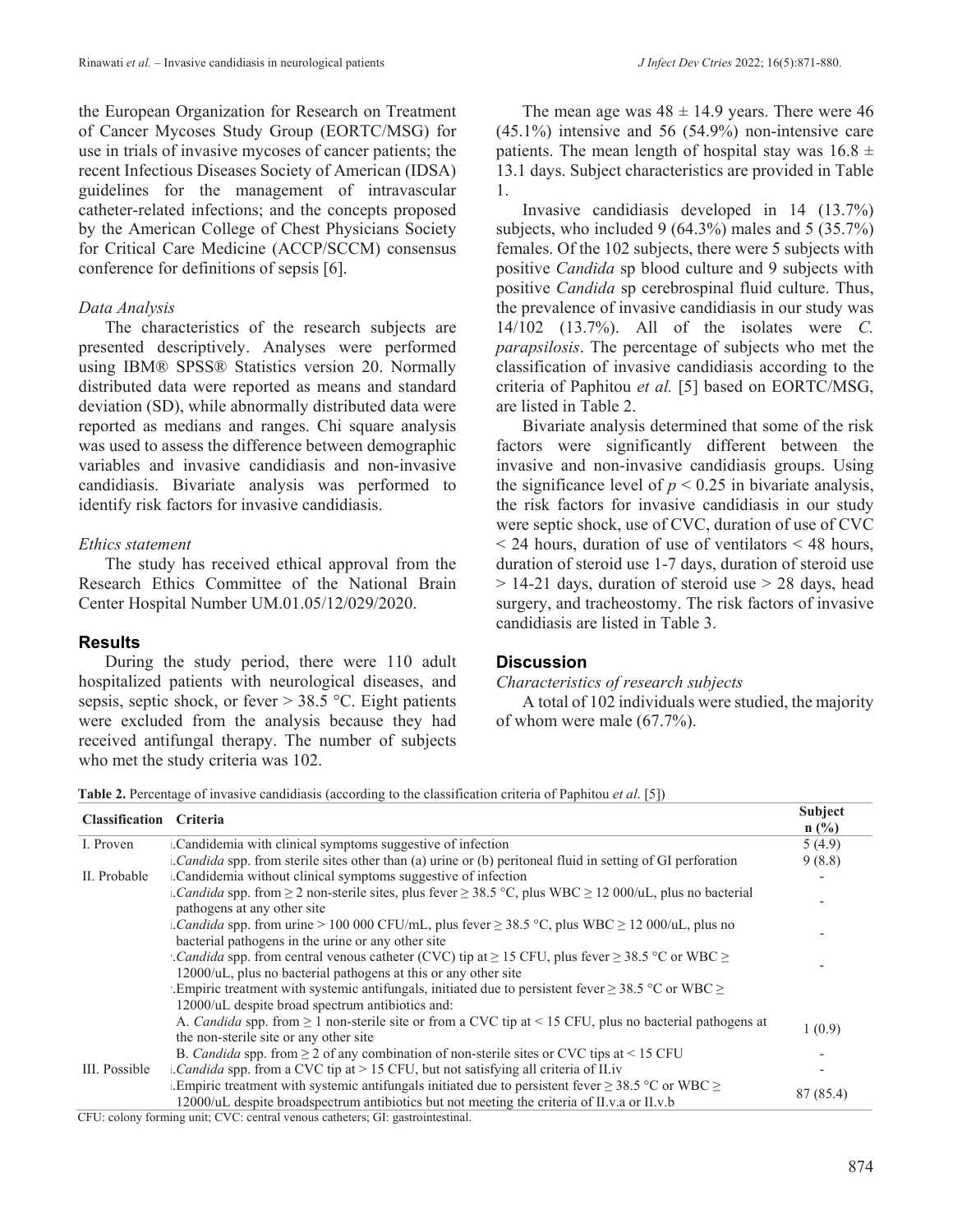the European Organization for Research on Treatment of Cancer Mycoses Study Group (EORTC/MSG) for use in trials of invasive mycoses of cancer patients; the recent Infectious Diseases Society of American (IDSA) guidelines for the management of intravascular catheter-related infections; and the concepts proposed by the American College of Chest Physicians Society for Critical Care Medicine (ACCP/SCCM) consensus conference for definitions of sepsis [6].

*Data Analysis*

The characteristics of the research subjects are presented descriptively. Analyses were performed using IBM® SPSS® Statistics version 20. Normally distributed data were reported as means and standard deviation (SD), while abnormally distributed data were reported as medians and ranges. Chi square analysis was used to assess the difference between demographic variables and invasive candidiasis and non-invasive candidiasis. Bivariate analysis was performed to identify risk factors for invasive candidiasis.

*Ethics statement*

The study has received ethical approval from the Research Ethics Committee of the National Brain Center Hospital Number UM.01.05/12/029/2020.

## Results

During the study period, there were 110 adult hospitalized patients with neurological diseases, and sepsis, septic shock, or fever > 38.5 °C. Eight patients were excluded from the analysis because they had received antifungal therapy. The number of subjects who met the study criteria was 102.

The mean age was 48 ± 14.9 years. There were 46 (45.1%) intensive and 56 (54.9%) non-intensive care patients. The mean length of hospital stay was 16.8 ± 13.1 days. Subject characteristics are provided in Table 1.

Invasive candidiasis developed in 14 (13.7%) subjects, who included 9 (64.3%) males and 5 (35.7%) females. Of the 102 subjects, there were 5 subjects with positive *Candida* sp blood culture and 9 subjects with positive *Candida* sp cerebrospinal fluid culture. Thus, the prevalence of invasive candidiasis in our study was 14/102 (13.7%). All of the isolates were *C. parapsilosis*. The percentage of subjects who met the classification of invasive candidiasis according to the criteria of Paphitou *et al.* [5] based on EORTC/MSG, are listed in Table 2.

Bivariate analysis determined that some of the risk factors were significantly different between the invasive and non-invasive candidiasis groups. Using the significance level of $p < 0.25$ in bivariate analysis, the risk factors for invasive candidiasis in our study were septic shock, use of CVC, duration of use of CVC < 24 hours, duration of use of ventilators < 48 hours, duration of steroid use 1-7 days, duration of steroid use > 14-21 days, duration of steroid use > 28 days, head surgery, and tracheostomy. The risk factors of invasive candidiasis are listed in Table 3.

## Discussion

*Characteristics of research subjects*

A total of 102 individuals were studied, the majority of whom were male (67.7%).

**Table 2.** Percentage of invasive candidiasis (according to the classification criteria of Paphitou *et al*. [5])

| Classification | Criteria | Subject n (%) |
|---|---|---|
| I. Proven | i. Candidemia with clinical symptoms suggestive of infection | 5 (4.9) |
| | ii. *Candida* spp. from sterile sites other than (a) urine or (b) peritoneal fluid in setting of GI perforation | 9 (8.8) |
| II. Probable | i. Candidemia without clinical symptoms suggestive of infection | - |
| | ii. *Candida* spp. from ≥ 2 non-sterile sites, plus fever ≥ 38.5 °C, plus WBC ≥ 12 000/uL, plus no bacterial pathogens at any other site | - |
| | iii. *Candida* spp. from urine > 100 000 CFU/mL, plus fever ≥ 38.5 °C, plus WBC ≥ 12 000/uL, plus no bacterial pathogens in the urine or any other site | - |
| | iv. *Candida* spp. from central venous catheter (CVC) tip at ≥ 15 CFU, plus fever ≥ 38.5 °C or WBC ≥ 12000/uL, plus no bacterial pathogens at this or any other site | - |
| | v. Empiric treatment with systemic antifungals, initiated due to persistent fever ≥ 38.5 °C or WBC ≥ 12000/uL despite broad spectrum antibiotics and: | |
| | A. *Candida* spp. from ≥ 1 non-sterile site or from a CVC tip at < 15 CFU, plus no bacterial pathogens at the non-sterile site or any other site | 1 (0.9) |
| | B. *Candida* spp. from ≥ 2 of any combination of non-sterile sites or CVC tips at < 15 CFU | - |
| III. Possible | i. *Candida* spp. from a CVC tip at > 15 CFU, but not satisfying all criteria of II.iv | - |
| | ii. Empiric treatment with systemic antifungals initiated due to persistent fever ≥ 38.5 °C or WBC ≥ 12000/uL despite broadspectrum antibiotics but not meeting the criteria of II.v.a or II.v.b | 87 (85.4) |

CFU: colony forming unit; CVC: central venous catheters; GI: gastrointestinal.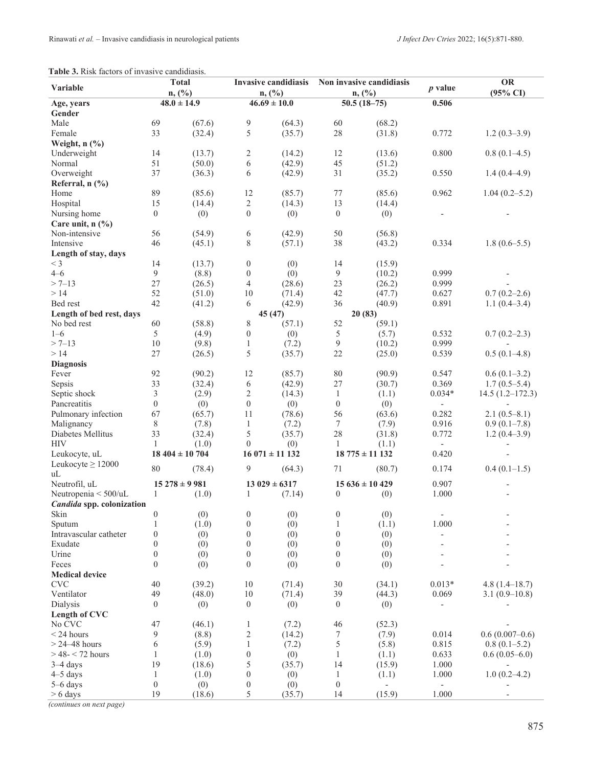**Table 3.** Risk factors of invasive candidiasis.

| Variable | Total n, (%) | | Invasive candidiasis n, (%) | | Non invasive candidiasis n, (%) | | *p* value | OR (95% CI) |
|---|---|---|---|---|---|---|---|---|
| **Age, years** | 48.0 ± 14.9 | | 46.69 ± 10.0 | | 50.5 (18–75) | | 0.506 | |
| **Gender** | | | | | | | | |
| Male | 69 | (67.6) | 9 | (64.3) | 60 | (68.2) | | |
| Female | 33 | (32.4) | 5 | (35.7) | 28 | (31.8) | 0.772 | 1.2 (0.3–3.9) |
| **Weight, n (%)** | | | | | | | | |
| Underweight | 14 | (13.7) | 2 | (14.2) | 12 | (13.6) | 0.800 | 0.8 (0.1–4.5) |
| Normal | 51 | (50.0) | 6 | (42.9) | 45 | (51.2) | | |
| Overweight | 37 | (36.3) | 6 | (42.9) | 31 | (35.2) | 0.550 | 1.4 (0.4–4.9) |
| **Referral, n (%)** | | | | | | | | |
| Home | 89 | (85.6) | 12 | (85.7) | 77 | (85.6) | 0.962 | 1.04 (0.2–5.2) |
| Hospital | 15 | (14.4) | 2 | (14.3) | 13 | (14.4) | | |
| Nursing home | 0 | (0) | 0 | (0) | 0 | (0) | - | - |
| **Care unit, n (%)** | | | | | | | | |
| Non-intensive | 56 | (54.9) | 6 | (42.9) | 50 | (56.8) | | |
| Intensive | 46 | (45.1) | 8 | (57.1) | 38 | (43.2) | 0.334 | 1.8 (0.6–5.5) |
| **Length of stay, days** | | | | | | | | |
| < 3 | 14 | (13.7) | 0 | (0) | 14 | (15.9) | | |
| 4–6 | 9 | (8.8) | 0 | (0) | 9 | (10.2) | 0.999 | - |
| > 7–13 | 27 | (26.5) | 4 | (28.6) | 23 | (26.2) | 0.999 | - |
| > 14 | 52 | (51.0) | 10 | (71.4) | 42 | (47.7) | 0.627 | 0.7 (0.2–2.6) |
| Bed rest | 42 | (41.2) | 6 | (42.9) | 36 | (40.9) | 0.891 | 1.1 (0.4–3.4) |
| **Length of bed rest, days** | | | 45 (47) | | 20 (83) | | | |
| No bed rest | 60 | (58.8) | 8 | (57.1) | 52 | (59.1) | | |
| 1–6 | 5 | (4.9) | 0 | (0) | 5 | (5.7) | 0.532 | 0.7 (0.2–2.3) |
| > 7–13 | 10 | (9.8) | 1 | (7.2) | 9 | (10.2) | 0.999 | - |
| > 14 | 27 | (26.5) | 5 | (35.7) | 22 | (25.0) | 0.539 | 0.5 (0.1–4.8) |
| **Diagnosis** | | | | | | | | |
| Fever | 92 | (90.2) | 12 | (85.7) | 80 | (90.9) | 0.547 | 0.6 (0.1–3.2) |
| Sepsis | 33 | (32.4) | 6 | (42.9) | 27 | (30.7) | 0.369 | 1.7 (0.5–5.4) |
| Septic shock | 3 | (2.9) | 2 | (14.3) | 1 | (1.1) | 0.034* | 14.5 (1.2–172.3) |
| Pancreatitis | 0 | (0) | 0 | (0) | 0 | (0) | - | - |
| Pulmonary infection | 67 | (65.7) | 11 | (78.6) | 56 | (63.6) | 0.282 | 2.1 (0.5–8.1) |
| Malignancy | 8 | (7.8) | 1 | (7.2) | 7 | (7.9) | 0.916 | 0.9 (0.1–7.8) |
| Diabetes Mellitus | 33 | (32.4) | 5 | (35.7) | 28 | (31.8) | 0.772 | 1.2 (0.4–3.9) |
| HIV | 1 | (1.0) | 0 | (0) | 1 | (1.1) | - | - |
| Leukocyte, uL | 18 404 ± 10 704 | | 16 071 ± 11 132 | | 18 775 ± 11 132 | | 0.420 | - |
| Leukocyte ≥ 12000 uL | 80 | (78.4) | 9 | (64.3) | 71 | (80.7) | 0.174 | 0.4 (0.1–1.5) |
| Neutrofil, uL | 15 278 ± 9 981 | | 13 029 ± 6317 | | 15 636 ± 10 429 | | 0.907 | - |
| Neutropenia < 500/uL | 1 | (1.0) | 1 | (7.14) | 0 | (0) | 1.000 | - |
| ***Candida* spp. colonization** | | | | | | | | |
| Skin | 0 | (0) | 0 | (0) | 0 | (0) | - | - |
| Sputum | 1 | (1.0) | 0 | (0) | 1 | (1.1) | 1.000 | - |
| Intravascular catheter | 0 | (0) | 0 | (0) | 0 | (0) | - | - |
| Exudate | 0 | (0) | 0 | (0) | 0 | (0) | - | - |
| Urine | 0 | (0) | 0 | (0) | 0 | (0) | - | - |
| Feces | 0 | (0) | 0 | (0) | 0 | (0) | - | - |
| **Medical device** | | | | | | | | |
| CVC | 40 | (39.2) | 10 | (71.4) | 30 | (34.1) | 0.013* | 4.8 (1.4–18.7) |
| Ventilator | 49 | (48.0) | 10 | (71.4) | 39 | (44.3) | 0.069 | 3.1 (0.9–10.8) |
| Dialysis | 0 | (0) | 0 | (0) | 0 | (0) | - | - |
| **Length of CVC** | | | | | | | | |
| No CVC | 47 | (46.1) | 1 | (7.2) | 46 | (52.3) | | - |
| < 24 hours | 9 | (8.8) | 2 | (14.2) | 7 | (7.9) | 0.014 | 0.6 (0.007–0.6) |
| > 24–48 hours | 6 | (5.9) | 1 | (7.2) | 5 | (5.8) | 0.815 | 0.8 (0.1–5.2) |
| > 48- < 72 hours | 1 | (1.0) | 0 | (0) | 1 | (1.1) | 0.633 | 0.6 (0.05–6.0) |
| 3–4 days | 19 | (18.6) | 5 | (35.7) | 14 | (15.9) | 1.000 | - |
| 4–5 days | 1 | (1.0) | 0 | (0) | 1 | (1.1) | 1.000 | 1.0 (0.2–4.2) |
| 5–6 days | 0 | (0) | 0 | (0) | 0 | - | - | - |
| > 6 days | 19 | (18.6) | 5 | (35.7) | 14 | (15.9) | 1.000 | - |

*(continues on next page)*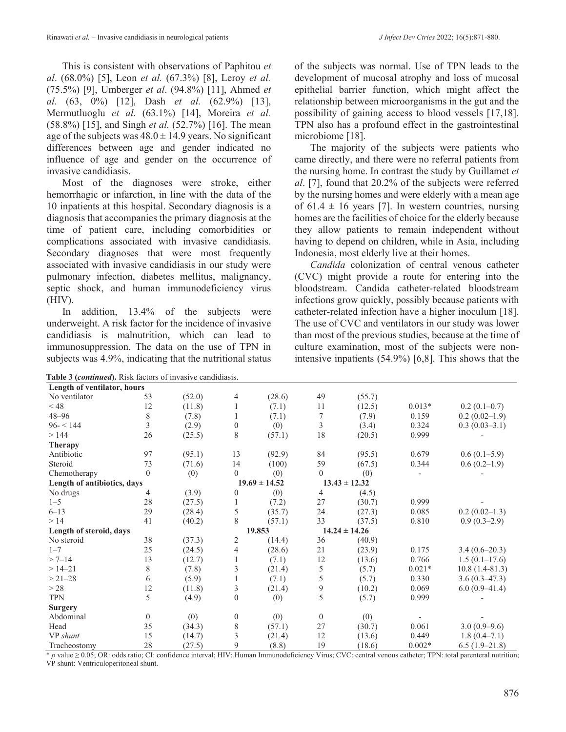This is consistent with observations of Paphitou *et al*. (68.0%) [5], Leon *et al.* (67.3%) [8], Leroy *et al.* (75.5%) [9], Umberger *et al*. (94.8%) [11], Ahmed *et al.* (63, 0%) [12], Dash *et al.* (62.9%) [13], Mermutluoglu *et al*. (63.1%) [14], Moreira *et al.* (58.8%) [15], and Singh *et al.* (52.7%) [16]. The mean age of the subjects was 48.0 ± 14.9 years. No significant differences between age and gender indicated no influence of age and gender on the occurrence of invasive candidiasis.

Most of the diagnoses were stroke, either hemorrhagic or infarction, in line with the data of the 10 inpatients at this hospital. Secondary diagnosis is a diagnosis that accompanies the primary diagnosis at the time of patient care, including comorbidities or complications associated with invasive candidiasis. Secondary diagnoses that were most frequently associated with invasive candidiasis in our study were pulmonary infection, diabetes mellitus, malignancy, septic shock, and human immunodeficiency virus (HIV).

In addition, 13.4% of the subjects were underweight. A risk factor for the incidence of invasive candidiasis is malnutrition, which can lead to immunosuppression. The data on the use of TPN in subjects was 4.9%, indicating that the nutritional status of the subjects was normal. Use of TPN leads to the development of mucosal atrophy and loss of mucosal epithelial barrier function, which might affect the relationship between microorganisms in the gut and the possibility of gaining access to blood vessels [17,18]. TPN also has a profound effect in the gastrointestinal microbiome [18].

The majority of the subjects were patients who came directly, and there were no referral patients from the nursing home. In contrast the study by Guillamet *et al*. [7], found that 20.2% of the subjects were referred by the nursing homes and were elderly with a mean age of 61.4 ± 16 years [7]. In western countries, nursing homes are the facilities of choice for the elderly because they allow patients to remain independent without having to depend on children, while in Asia, including Indonesia, most elderly live at their homes.

*Candida* colonization of central venous catheter (CVC) might provide a route for entering into the bloodstream. Candida catheter-related bloodstream infections grow quickly, possibly because patients with catheter-related infection have a higher inoculum [18]. The use of CVC and ventilators in our study was lower than most of the previous studies, because at the time of culture examination, most of the subjects were non-intensive inpatients (54.9%) [6,8]. This shows that the

**Table 3 (*continued*).** Risk factors of invasive candidiasis.

| | | | | | | | | |
|---|---|---|---|---|---|---|---|---|
| **Length of ventilator, hours** | | | | | | | | |
| No ventilator | 53 | (52.0) | 4 | (28.6) | 49 | (55.7) | | |
| < 48 | 12 | (11.8) | 1 | (7.1) | 11 | (12.5) | 0.013* | 0.2 (0.1–0.7) |
| 48–96 | 8 | (7.8) | 1 | (7.1) | 7 | (7.9) | 0.159 | 0.2 (0.02–1.9) |
| 96- < 144 | 3 | (2.9) | 0 | (0) | 3 | (3.4) | 0.324 | 0.3 (0.03–3.1) |
| > 144 | 26 | (25.5) | 8 | (57.1) | 18 | (20.5) | 0.999 | - |
| **Therapy** | | | | | | | | |
| Antibiotic | 97 | (95.1) | 13 | (92.9) | 84 | (95.5) | 0.679 | 0.6 (0.1–5.9) |
| Steroid | 73 | (71.6) | 14 | (100) | 59 | (67.5) | 0.344 | 0.6 (0.2–1.9) |
| Chemotherapy | 0 | (0) | 0 | (0) | 0 | (0) | - | - |
| **Length of antibiotics, days** | | | 19.69 ± 14.52 | | 13.43 ± 12.32 | | | |
| No drugs | 4 | (3.9) | 0 | (0) | 4 | (4.5) | | |
| 1–5 | 28 | (27.5) | 1 | (7.2) | 27 | (30.7) | 0.999 | - |
| 6–13 | 29 | (28.4) | 5 | (35.7) | 24 | (27.3) | 0.085 | 0.2 (0.02–1.3) |
| > 14 | 41 | (40.2) | 8 | (57.1) | 33 | (37.5) | 0.810 | 0.9 (0.3–2.9) |
| **Length of steroid, days** | | | 19.853 | | 14.24 ± 14.26 | | | |
| No steroid | 38 | (37.3) | 2 | (14.4) | 36 | (40.9) | | |
| 1–7 | 25 | (24.5) | 4 | (28.6) | 21 | (23.9) | 0.175 | 3.4 (0.6–20.3) |
| > 7–14 | 13 | (12.7) | 1 | (7.1) | 12 | (13.6) | 0.766 | 1.5 (0.1–17.6) |
| > 14–21 | 8 | (7.8) | 3 | (21.4) | 5 | (5.7) | 0.021* | 10.8 (1.4-81.3) |
| > 21–28 | 6 | (5.9) | 1 | (7.1) | 5 | (5.7) | 0.330 | 3.6 (0.3–47.3) |
| > 28 | 12 | (11.8) | 3 | (21.4) | 9 | (10.2) | 0.069 | 6.0 (0.9–41.4) |
| TPN | 5 | (4.9) | 0 | (0) | 5 | (5.7) | 0.999 | - |
| **Surgery** | | | | | | | | |
| Abdominal | 0 | (0) | 0 | (0) | 0 | (0) | - | - |
| Head | 35 | (34.3) | 8 | (57.1) | 27 | (30.7) | 0.061 | 3.0 (0.9–9.6) |
| VP *shunt* | 15 | (14.7) | 3 | (21.4) | 12 | (13.6) | 0.449 | 1.8 (0.4–7.1) |
| Tracheostomy | 28 | (27.5) | 9 | (8.8) | 19 | (18.6) | 0.002* | 6.5 (1.9–21.8) |

\* *p* value ≥ 0.05; OR: odds ratio; CI: confidence interval; HIV: Human Immunodeficiency Virus; CVC: central venous catheter; TPN: total parenteral nutrition; VP shunt: Ventriculoperitoneal shunt.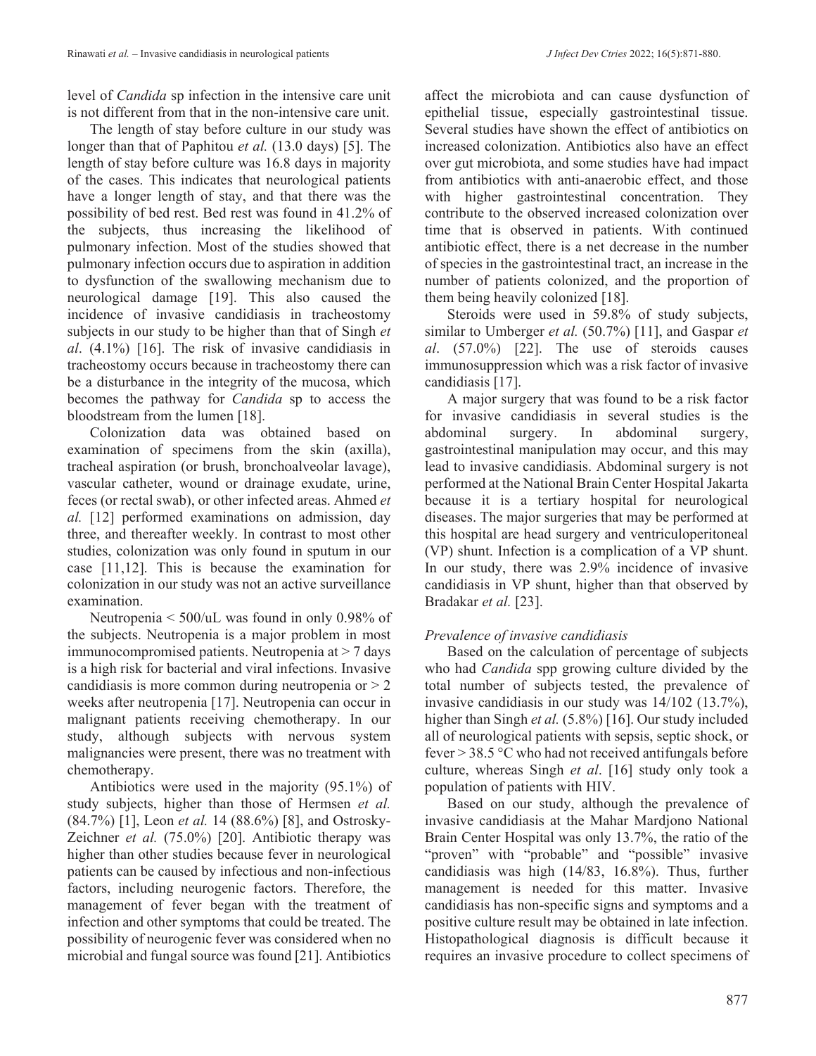level of *Candida* sp infection in the intensive care unit is not different from that in the non-intensive care unit.

The length of stay before culture in our study was longer than that of Paphitou *et al.* (13.0 days) [5]. The length of stay before culture was 16.8 days in majority of the cases. This indicates that neurological patients have a longer length of stay, and that there was the possibility of bed rest. Bed rest was found in 41.2% of the subjects, thus increasing the likelihood of pulmonary infection. Most of the studies showed that pulmonary infection occurs due to aspiration in addition to dysfunction of the swallowing mechanism due to neurological damage [19]. This also caused the incidence of invasive candidiasis in tracheostomy subjects in our study to be higher than that of Singh *et al*. (4.1%) [16]. The risk of invasive candidiasis in tracheostomy occurs because in tracheostomy there can be a disturbance in the integrity of the mucosa, which becomes the pathway for *Candida* sp to access the bloodstream from the lumen [18].

Colonization data was obtained based on examination of specimens from the skin (axilla), tracheal aspiration (or brush, bronchoalveolar lavage), vascular catheter, wound or drainage exudate, urine, feces (or rectal swab), or other infected areas. Ahmed *et al.* [12] performed examinations on admission, day three, and thereafter weekly. In contrast to most other studies, colonization was only found in sputum in our case [11,12]. This is because the examination for colonization in our study was not an active surveillance examination.

Neutropenia < 500/uL was found in only 0.98% of the subjects. Neutropenia is a major problem in most immunocompromised patients. Neutropenia at > 7 days is a high risk for bacterial and viral infections. Invasive candidiasis is more common during neutropenia or > 2 weeks after neutropenia [17]. Neutropenia can occur in malignant patients receiving chemotherapy. In our study, although subjects with nervous system malignancies were present, there was no treatment with chemotherapy.

Antibiotics were used in the majority (95.1%) of study subjects, higher than those of Hermsen *et al.* (84.7%) [1], Leon *et al.* 14 (88.6%) [8], and Ostrosky-Zeichner *et al.* (75.0%) [20]. Antibiotic therapy was higher than other studies because fever in neurological patients can be caused by infectious and non-infectious factors, including neurogenic factors. Therefore, the management of fever began with the treatment of infection and other symptoms that could be treated. The possibility of neurogenic fever was considered when no microbial and fungal source was found [21]. Antibiotics affect the microbiota and can cause dysfunction of epithelial tissue, especially gastrointestinal tissue. Several studies have shown the effect of antibiotics on increased colonization. Antibiotics also have an effect over gut microbiota, and some studies have had impact from antibiotics with anti-anaerobic effect, and those with higher gastrointestinal concentration. They contribute to the observed increased colonization over time that is observed in patients. With continued antibiotic effect, there is a net decrease in the number of species in the gastrointestinal tract, an increase in the number of patients colonized, and the proportion of them being heavily colonized [18].

Steroids were used in 59.8% of study subjects, similar to Umberger *et al.* (50.7%) [11], and Gaspar *et al*. (57.0%) [22]. The use of steroids causes immunosuppression which was a risk factor of invasive candidiasis [17].

A major surgery that was found to be a risk factor for invasive candidiasis in several studies is the abdominal surgery. In abdominal surgery, gastrointestinal manipulation may occur, and this may lead to invasive candidiasis. Abdominal surgery is not performed at the National Brain Center Hospital Jakarta because it is a tertiary hospital for neurological diseases. The major surgeries that may be performed at this hospital are head surgery and ventriculoperitoneal (VP) shunt. Infection is a complication of a VP shunt. In our study, there was 2.9% incidence of invasive candidiasis in VP shunt, higher than that observed by Bradakar *et al.* [23].

### *Prevalence of invasive candidiasis*

Based on the calculation of percentage of subjects who had *Candida* spp growing culture divided by the total number of subjects tested, the prevalence of invasive candidiasis in our study was 14/102 (13.7%), higher than Singh *et al.* (5.8%) [16]. Our study included all of neurological patients with sepsis, septic shock, or fever > 38.5 °C who had not received antifungals before culture, whereas Singh *et al*. [16] study only took a population of patients with HIV.

Based on our study, although the prevalence of invasive candidiasis at the Mahar Mardjono National Brain Center Hospital was only 13.7%, the ratio of the "proven" with "probable" and "possible" invasive candidiasis was high (14/83, 16.8%). Thus, further management is needed for this matter. Invasive candidiasis has non-specific signs and symptoms and a positive culture result may be obtained in late infection. Histopathological diagnosis is difficult because it requires an invasive procedure to collect specimens of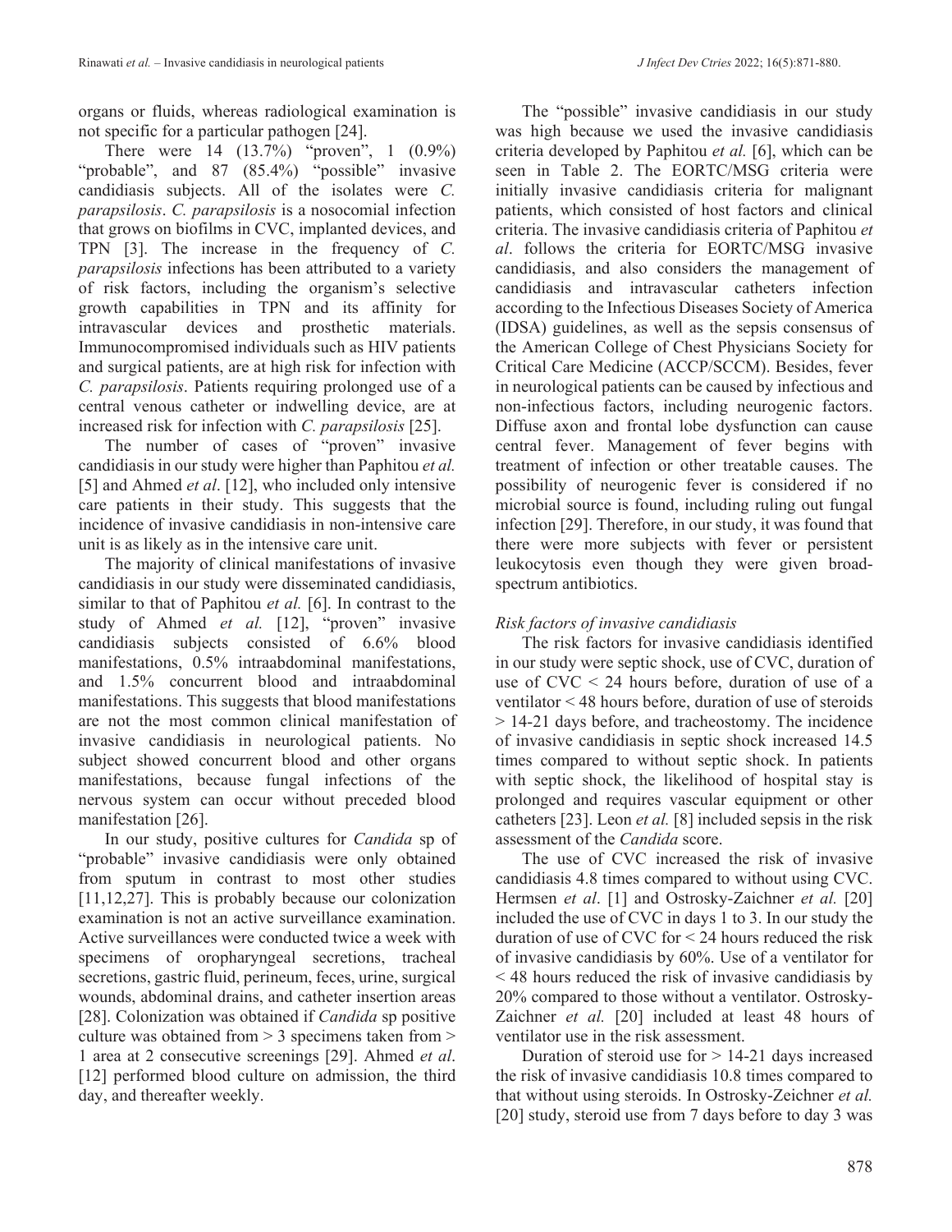organs or fluids, whereas radiological examination is not specific for a particular pathogen [24].

There were 14 (13.7%) "proven", 1 (0.9%) "probable", and 87 (85.4%) "possible" invasive candidiasis subjects. All of the isolates were *C. parapsilosis*. *C. parapsilosis* is a nosocomial infection that grows on biofilms in CVC, implanted devices, and TPN [3]. The increase in the frequency of *C. parapsilosis* infections has been attributed to a variety of risk factors, including the organism's selective growth capabilities in TPN and its affinity for intravascular devices and prosthetic materials. Immunocompromised individuals such as HIV patients and surgical patients, are at high risk for infection with *C. parapsilosis*. Patients requiring prolonged use of a central venous catheter or indwelling device, are at increased risk for infection with *C. parapsilosis* [25].

The number of cases of "proven" invasive candidiasis in our study were higher than Paphitou *et al.* [5] and Ahmed *et al*. [12], who included only intensive care patients in their study. This suggests that the incidence of invasive candidiasis in non-intensive care unit is as likely as in the intensive care unit.

The majority of clinical manifestations of invasive candidiasis in our study were disseminated candidiasis, similar to that of Paphitou *et al.* [6]. In contrast to the study of Ahmed *et al.* [12], "proven" invasive candidiasis subjects consisted of 6.6% blood manifestations, 0.5% intraabdominal manifestations, and 1.5% concurrent blood and intraabdominal manifestations. This suggests that blood manifestations are not the most common clinical manifestation of invasive candidiasis in neurological patients. No subject showed concurrent blood and other organs manifestations, because fungal infections of the nervous system can occur without preceded blood manifestation [26].

In our study, positive cultures for *Candida* sp of "probable" invasive candidiasis were only obtained from sputum in contrast to most other studies [11,12,27]. This is probably because our colonization examination is not an active surveillance examination. Active surveillances were conducted twice a week with specimens of oropharyngeal secretions, tracheal secretions, gastric fluid, perineum, feces, urine, surgical wounds, abdominal drains, and catheter insertion areas [28]. Colonization was obtained if *Candida* sp positive culture was obtained from > 3 specimens taken from > 1 area at 2 consecutive screenings [29]. Ahmed *et al*. [12] performed blood culture on admission, the third day, and thereafter weekly.

The "possible" invasive candidiasis in our study was high because we used the invasive candidiasis criteria developed by Paphitou *et al.* [6], which can be seen in Table 2. The EORTC/MSG criteria were initially invasive candidiasis criteria for malignant patients, which consisted of host factors and clinical criteria. The invasive candidiasis criteria of Paphitou *et al*. follows the criteria for EORTC/MSG invasive candidiasis, and also considers the management of candidiasis and intravascular catheters infection according to the Infectious Diseases Society of America (IDSA) guidelines, as well as the sepsis consensus of the American College of Chest Physicians Society for Critical Care Medicine (ACCP/SCCM). Besides, fever in neurological patients can be caused by infectious and non-infectious factors, including neurogenic factors. Diffuse axon and frontal lobe dysfunction can cause central fever. Management of fever begins with treatment of infection or other treatable causes. The possibility of neurogenic fever is considered if no microbial source is found, including ruling out fungal infection [29]. Therefore, in our study, it was found that there were more subjects with fever or persistent leukocytosis even though they were given broad-spectrum antibiotics.

### *Risk factors of invasive candidiasis*

The risk factors for invasive candidiasis identified in our study were septic shock, use of CVC, duration of use of CVC < 24 hours before, duration of use of a ventilator < 48 hours before, duration of use of steroids > 14-21 days before, and tracheostomy. The incidence of invasive candidiasis in septic shock increased 14.5 times compared to without septic shock. In patients with septic shock, the likelihood of hospital stay is prolonged and requires vascular equipment or other catheters [23]. Leon *et al.* [8] included sepsis in the risk assessment of the *Candida* score.

The use of CVC increased the risk of invasive candidiasis 4.8 times compared to without using CVC. Hermsen *et al*. [1] and Ostrosky-Zaichner *et al.* [20] included the use of CVC in days 1 to 3. In our study the duration of use of CVC for < 24 hours reduced the risk of invasive candidiasis by 60%. Use of a ventilator for < 48 hours reduced the risk of invasive candidiasis by 20% compared to those without a ventilator. Ostrosky-Zaichner *et al.* [20] included at least 48 hours of ventilator use in the risk assessment.

Duration of steroid use for > 14-21 days increased the risk of invasive candidiasis 10.8 times compared to that without using steroids. In Ostrosky-Zeichner *et al.* [20] study, steroid use from 7 days before to day 3 was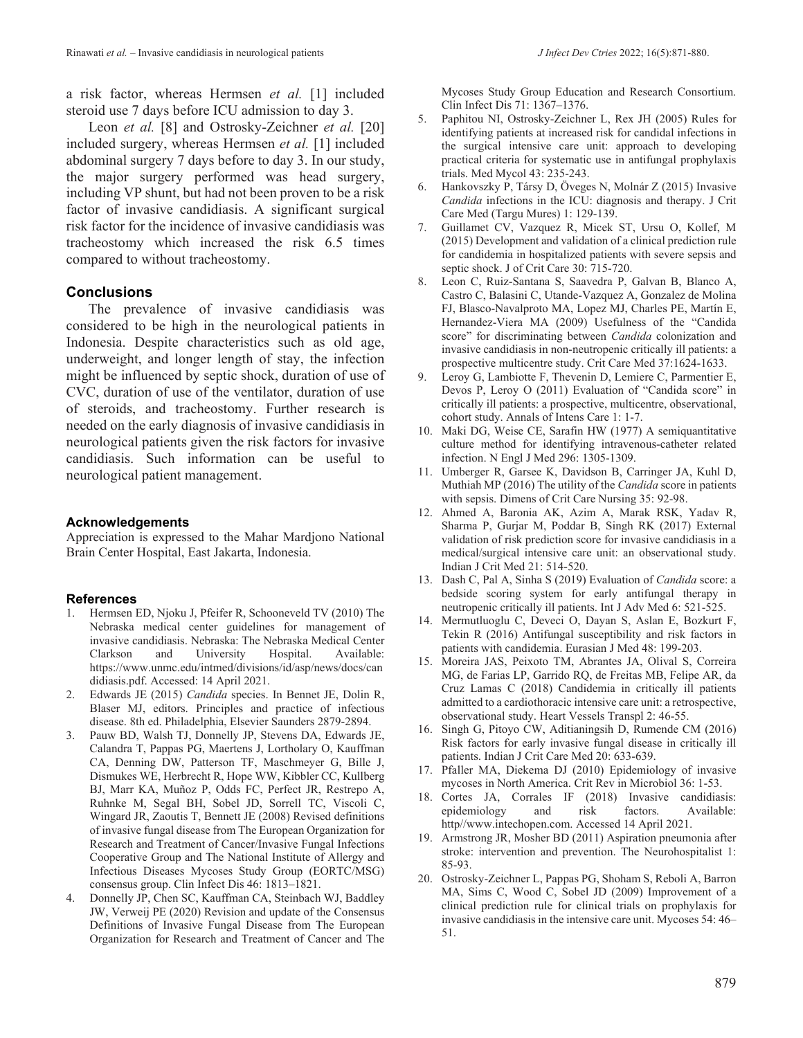a risk factor, whereas Hermsen *et al.* [1] included steroid use 7 days before ICU admission to day 3.

Leon *et al.* [8] and Ostrosky-Zeichner *et al.* [20] included surgery, whereas Hermsen *et al.* [1] included abdominal surgery 7 days before to day 3. In our study, the major surgery performed was head surgery, including VP shunt, but had not been proven to be a risk factor of invasive candidiasis. A significant surgical risk factor for the incidence of invasive candidiasis was tracheostomy which increased the risk 6.5 times compared to without tracheostomy.

## Conclusions

The prevalence of invasive candidiasis was considered to be high in the neurological patients in Indonesia. Despite characteristics such as old age, underweight, and longer length of stay, the infection might be influenced by septic shock, duration of use of CVC, duration of use of the ventilator, duration of use of steroids, and tracheostomy. Further research is needed on the early diagnosis of invasive candidiasis in neurological patients given the risk factors for invasive candidiasis. Such information can be useful to neurological patient management.

## Acknowledgements

Appreciation is expressed to the Mahar Mardjono National Brain Center Hospital, East Jakarta, Indonesia.

## References

1. Hermsen ED, Njoku J, Pfeifer R, Schooneveld TV (2010) The Nebraska medical center guidelines for management of invasive candidiasis. Nebraska: The Nebraska Medical Center Clarkson and University Hospital. Available: https://www.unmc.edu/intmed/divisions/id/asp/news/docs/candidiasis.pdf. Accessed: 14 April 2021.
2. Edwards JE (2015) *Candida* species. In Bennet JE, Dolin R, Blaser MJ, editors. Principles and practice of infectious disease. 8th ed. Philadelphia, Elsevier Saunders 2879-2894.
3. Pauw BD, Walsh TJ, Donnelly JP, Stevens DA, Edwards JE, Calandra T, Pappas PG, Maertens J, Lortholary O, Kauffman CA, Denning DW, Patterson TF, Maschmeyer G, Bille J, Dismukes WE, Herbrecht R, Hope WW, Kibbler CC, Kullberg BJ, Marr KA, Muñoz P, Odds FC, Perfect JR, Restrepo A, Ruhnke M, Segal BH, Sobel JD, Sorrell TC, Viscoli C, Wingard JR, Zaoutis T, Bennett JE (2008) Revised definitions of invasive fungal disease from The European Organization for Research and Treatment of Cancer/Invasive Fungal Infections Cooperative Group and The National Institute of Allergy and Infectious Diseases Mycoses Study Group (EORTC/MSG) consensus group. Clin Infect Dis 46: 1813–1821.
4. Donnelly JP, Chen SC, Kauffman CA, Steinbach WJ, Baddley JW, Verweij PE (2020) Revision and update of the Consensus Definitions of Invasive Fungal Disease from The European Organization for Research and Treatment of Cancer and The Mycoses Study Group Education and Research Consortium. Clin Infect Dis 71: 1367–1376.
5. Paphitou NI, Ostrosky-Zeichner L, Rex JH (2005) Rules for identifying patients at increased risk for candidal infections in the surgical intensive care unit: approach to developing practical criteria for systematic use in antifungal prophylaxis trials. Med Mycol 43: 235-243.
6. Hankovszky P, Társy D, Öveges N, Molnár Z (2015) Invasive *Candida* infections in the ICU: diagnosis and therapy. J Crit Care Med (Targu Mures) 1: 129-139.
7. Guillamet CV, Vazquez R, Micek ST, Ursu O, Kollef, M (2015) Development and validation of a clinical prediction rule for candidemia in hospitalized patients with severe sepsis and septic shock. J of Crit Care 30: 715-720.
8. Leon C, Ruiz-Santana S, Saavedra P, Galvan B, Blanco A, Castro C, Balasini C, Utande-Vazquez A, Gonzalez de Molina FJ, Blasco-Navalproto MA, Lopez MJ, Charles PE, Martín E, Hernandez-Viera MA (2009) Usefulness of the "Candida score" for discriminating between *Candida* colonization and invasive candidiasis in non-neutropenic critically ill patients: a prospective multicentre study. Crit Care Med 37:1624-1633.
9. Leroy G, Lambiotte F, Thevenin D, Lemiere C, Parmentier E, Devos P, Leroy O (2011) Evaluation of "Candida score" in critically ill patients: a prospective, multicentre, observational, cohort study. Annals of Intens Care 1: 1-7.
10. Maki DG, Weise CE, Sarafin HW (1977) A semiquantitative culture method for identifying intravenous-catheter related infection. N Engl J Med 296: 1305-1309.
11. Umberger R, Garsee K, Davidson B, Carringer JA, Kuhl D, Muthiah MP (2016) The utility of the *Candida* score in patients with sepsis. Dimens of Crit Care Nursing 35: 92-98.
12. Ahmed A, Baronia AK, Azim A, Marak RSK, Yadav R, Sharma P, Gurjar M, Poddar B, Singh RK (2017) External validation of risk prediction score for invasive candidiasis in a medical/surgical intensive care unit: an observational study. Indian J Crit Med 21: 514-520.
13. Dash C, Pal A, Sinha S (2019) Evaluation of *Candida* score: a bedside scoring system for early antifungal therapy in neutropenic critically ill patients. Int J Adv Med 6: 521-525.
14. Mermutluoglu C, Deveci O, Dayan S, Aslan E, Bozkurt F, Tekin R (2016) Antifungal susceptibility and risk factors in patients with candidemia. Eurasian J Med 48: 199-203.
15. Moreira JAS, Peixoto TM, Abrantes JA, Olival S, Correira MG, de Farias LP, Garrido RQ, de Freitas MB, Felipe AR, da Cruz Lamas C (2018) Candidemia in critically ill patients admitted to a cardiothoracic intensive care unit: a retrospective, observational study. Heart Vessels Transpl 2: 46-55.
16. Singh G, Pitoyo CW, Aditianingsih D, Rumende CM (2016) Risk factors for early invasive fungal disease in critically ill patients. Indian J Crit Care Med 20: 633-639.
17. Pfaller MA, Diekema DJ (2010) Epidemiology of invasive mycoses in North America. Crit Rev in Microbiol 36: 1-53.
18. Cortes JA, Corrales IF (2018) Invasive candidiasis: epidemiology and risk factors. Available: http//www.intechopen.com. Accessed 14 April 2021.
19. Armstrong JR, Mosher BD (2011) Aspiration pneumonia after stroke: intervention and prevention. The Neurohospitalist 1: 85-93.
20. Ostrosky-Zeichner L, Pappas PG, Shoham S, Reboli A, Barron MA, Sims C, Wood C, Sobel JD (2009) Improvement of a clinical prediction rule for clinical trials on prophylaxis for invasive candidiasis in the intensive care unit. Mycoses 54: 46–51.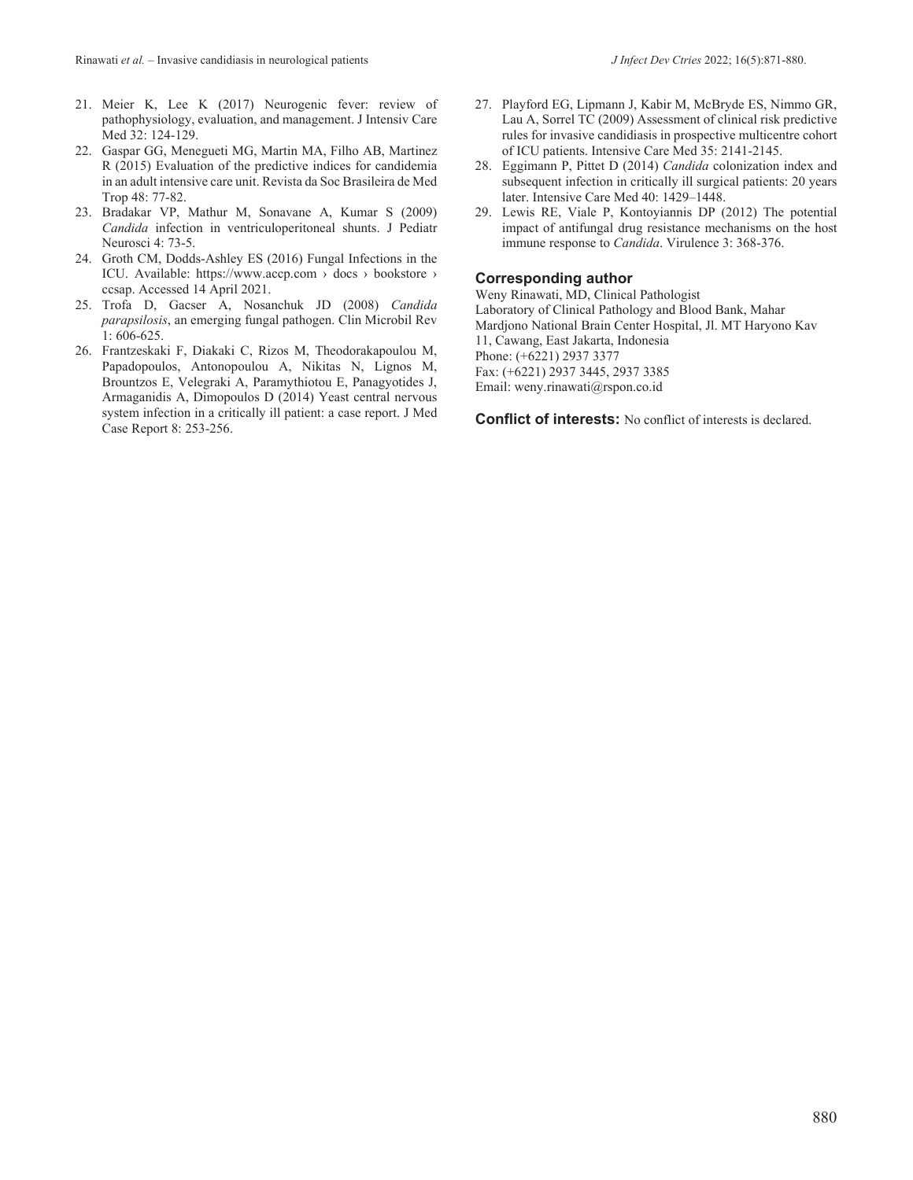21. Meier K, Lee K (2017) Neurogenic fever: review of pathophysiology, evaluation, and management. J Intensiv Care Med 32: 124-129.
22. Gaspar GG, Menegueti MG, Martin MA, Filho AB, Martinez R (2015) Evaluation of the predictive indices for candidemia in an adult intensive care unit. Revista da Soc Brasileira de Med Trop 48: 77-82.
23. Bradakar VP, Mathur M, Sonavane A, Kumar S (2009) *Candida* infection in ventriculoperitoneal shunts. J Pediatr Neurosci 4: 73-5.
24. Groth CM, Dodds-Ashley ES (2016) Fungal Infections in the ICU. Available: https://www.accp.com › docs › bookstore › ccsap. Accessed 14 April 2021.
25. Trofa D, Gacser A, Nosanchuk JD (2008) *Candida parapsilosis*, an emerging fungal pathogen. Clin Microbil Rev 1: 606-625.
26. Frantzeskaki F, Diakaki C, Rizos M, Theodorakapoulou M, Papadopoulos, Antonopoulou A, Nikitas N, Lignos M, Brountzos E, Velegraki A, Paramythiotou E, Panagyotides J, Armaganidis A, Dimopoulos D (2014) Yeast central nervous system infection in a critically ill patient: a case report. J Med Case Report 8: 253-256.
27. Playford EG, Lipmann J, Kabir M, McBryde ES, Nimmo GR, Lau A, Sorrel TC (2009) Assessment of clinical risk predictive rules for invasive candidiasis in prospective multicentre cohort of ICU patients. Intensive Care Med 35: 2141-2145.
28. Eggimann P, Pittet D (2014) *Candida* colonization index and subsequent infection in critically ill surgical patients: 20 years later. Intensive Care Med 40: 1429–1448.
29. Lewis RE, Viale P, Kontoyiannis DP (2012) The potential impact of antifungal drug resistance mechanisms on the host immune response to *Candida*. Virulence 3: 368-376.

## Corresponding author

Weny Rinawati, MD, Clinical Pathologist
Laboratory of Clinical Pathology and Blood Bank, Mahar Mardjono National Brain Center Hospital, Jl. MT Haryono Kav 11, Cawang, East Jakarta, Indonesia
Phone: (+6221) 2937 3377
Fax: (+6221) 2937 3445, 2937 3385
Email: weny.rinawati@rspon.co.id

**Conflict of interests:** No conflict of interests is declared.